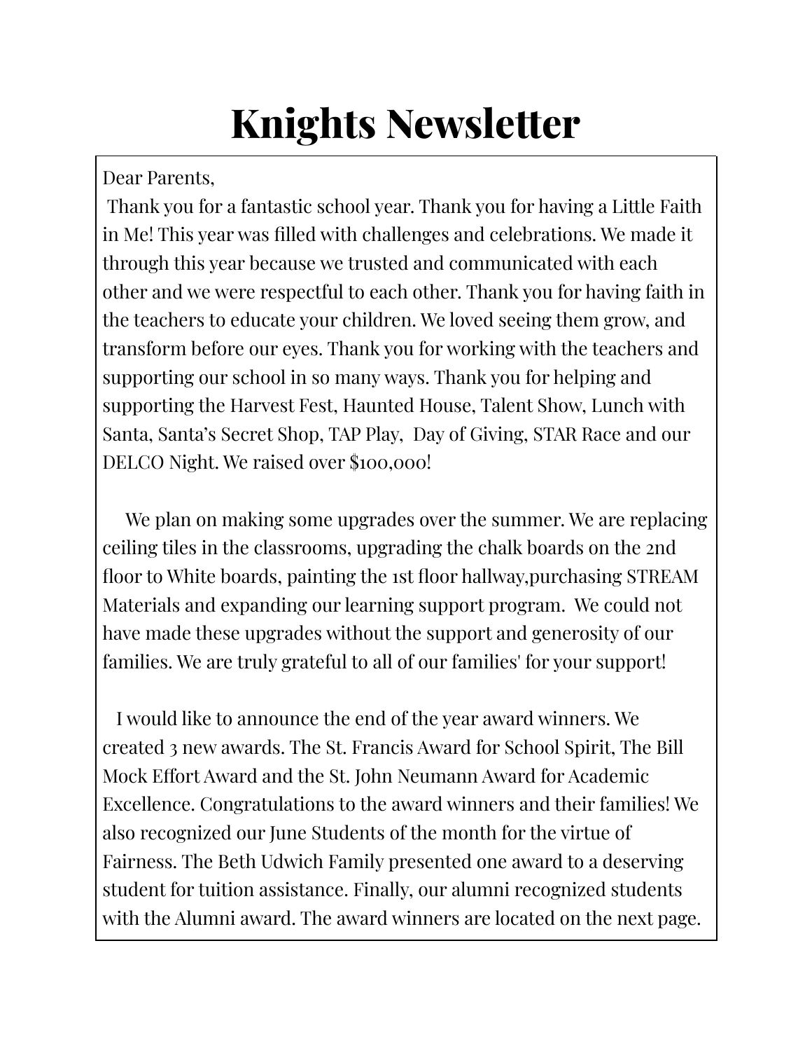# Knights Newsletter

Dear Parents,

Thank you for a fantastic school year. Thank you for having a Little Faith in Me! This year was filled with challenges and celebrations. We made it through this year because we trusted and communicated with each other and we were respectful to each other. Thank you for having faith in the teachers to educate your children. We loved seeing them grow, and transform before our eyes. Thank you for working with the teachers and supporting our school in so many ways. Thank you for helping and supporting the Harvest Fest, Haunted House, Talent Show, Lunch with Santa, Santa's Secret Shop, TAP Play, Day of Giving, STAR Race and our DELCO Night. We raised over $100,000!

We plan on making some upgrades over the summer. We are replacing ceiling tiles in the classrooms, upgrading the chalk boards on the 2nd floor to White boards, painting the 1st floor hallway,purchasing STREAM Materials and expanding our learning support program. We could not have made these upgrades without the support and generosity of our families. We are truly grateful to all of our families' for your support!

I would like to announce the end of the year award winners. We created 3 new awards. The St. Francis Award for School Spirit, The Bill Mock Effort Award and the St. John Neumann Award for Academic Excellence. Congratulations to the award winners and their families! We also recognized our June Students of the month for the virtue of Fairness. The Beth Udwich Family presented one award to a deserving student for tuition assistance. Finally, our alumni recognized students with the Alumni award. The award winners are located on the next page.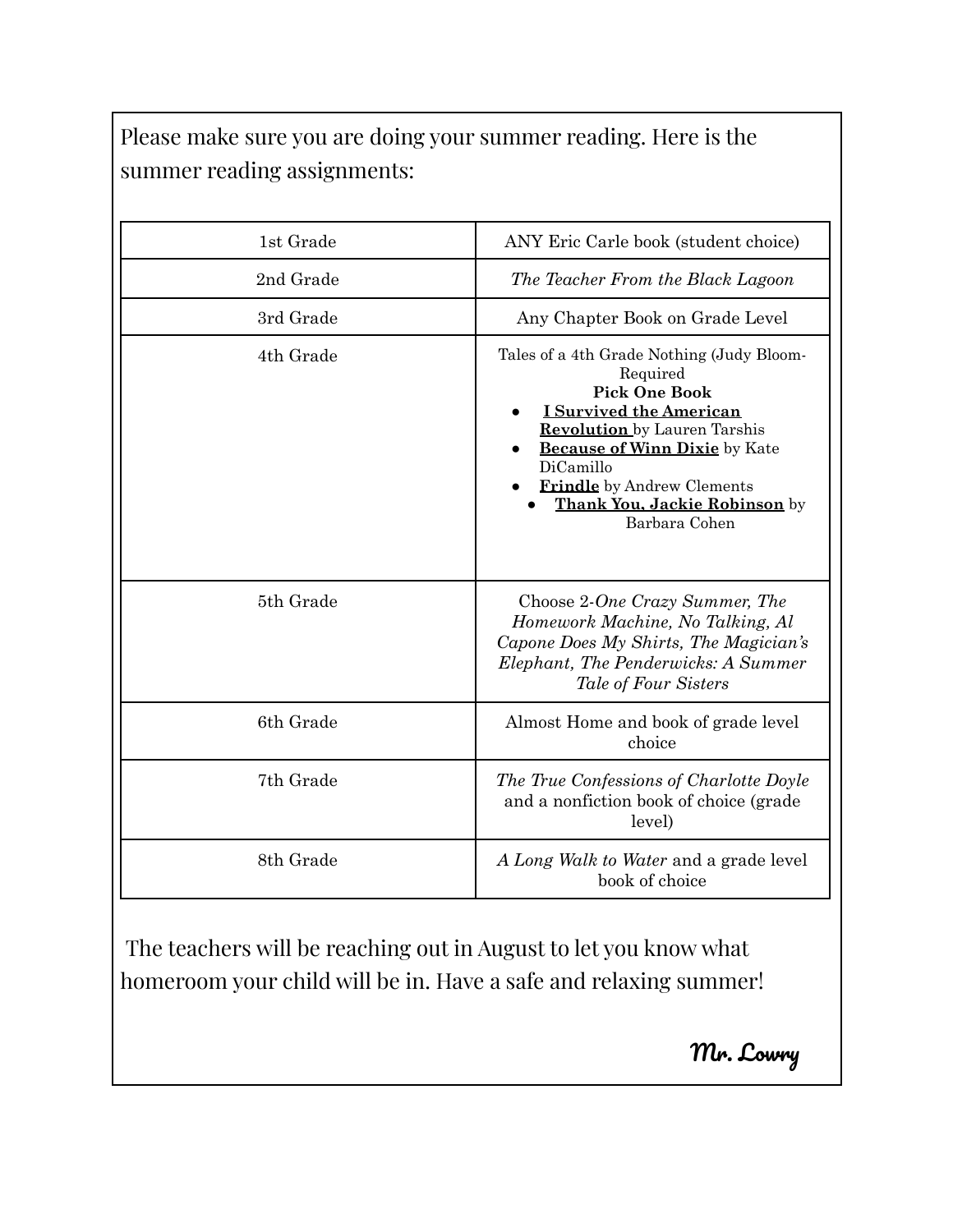Please make sure you are doing your summer reading. Here is the summer reading assignments:

| | |
|---|---|
| 1st Grade | ANY Eric Carle book (student choice) |
| 2nd Grade | *The Teacher From the Black Lagoon* |
| 3rd Grade | Any Chapter Book on Grade Level |
| 4th Grade | Tales of a 4th Grade Nothing (Judy Bloom- Required<br>**Pick One Book**<br>• **I Survived the American Revolution** by Lauren Tarshis<br>• **Because of Winn Dixie** by Kate DiCamillo<br>• **Frindle** by Andrew Clements<br>• **Thank You, Jackie Robinson** by Barbara Cohen |
| 5th Grade | Choose 2-*One Crazy Summer, The Homework Machine, No Talking, Al Capone Does My Shirts, The Magician's Elephant, The Penderwicks: A Summer Tale of Four Sisters* |
| 6th Grade | Almost Home and book of grade level choice |
| 7th Grade | *The True Confessions of Charlotte Doyle* and a nonfiction book of choice (grade level) |
| 8th Grade | *A Long Walk to Water* and a grade level book of choice |

The teachers will be reaching out in August to let you know what homeroom your child will be in. Have a safe and relaxing summer!

Mr. Lowry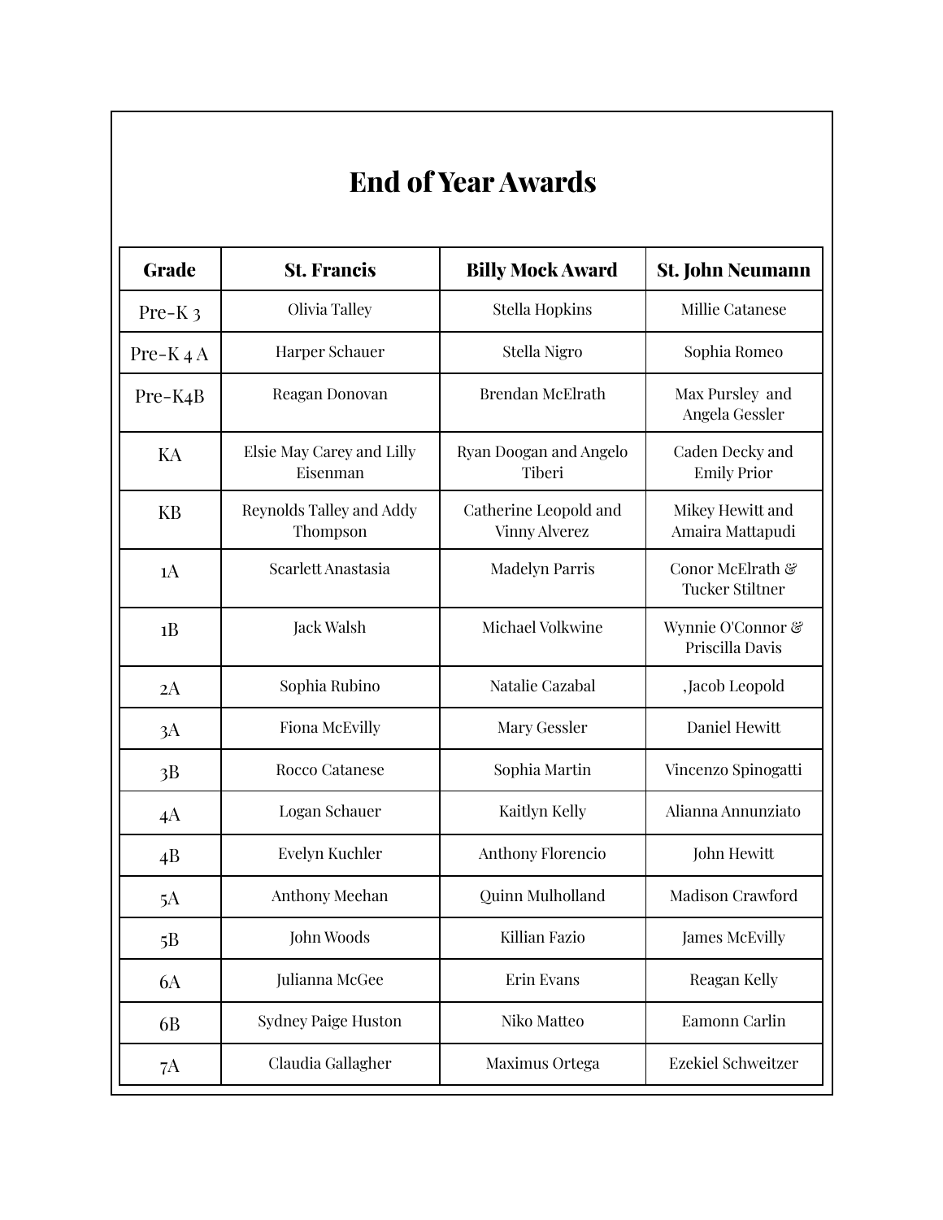# End of Year Awards

| Grade | St. Francis | Billy Mock Award | St. John Neumann |
|---|---|---|---|
| Pre-K 3 | Olivia Talley | Stella Hopkins | Millie Catanese |
| Pre-K 4 A | Harper Schauer | Stella Nigro | Sophia Romeo |
| Pre-K4B | Reagan Donovan | Brendan McElrath | Max Pursley and Angela Gessler |
| KA | Elsie May Carey and Lilly Eisenman | Ryan Doogan and Angelo Tiberi | Caden Decky and Emily Prior |
| KB | Reynolds Talley and Addy Thompson | Catherine Leopold and Vinny Alverez | Mikey Hewitt and Amaira Mattapudi |
| 1A | Scarlett Anastasia | Madelyn Parris | Conor McElrath & Tucker Stiltner |
| 1B | Jack Walsh | Michael Volkwine | Wynnie O'Connor & Priscilla Davis |
| 2A | Sophia Rubino | Natalie Cazabal | ,Jacob Leopold |
| 3A | Fiona McEvilly | Mary Gessler | Daniel Hewitt |
| 3B | Rocco Catanese | Sophia Martin | Vincenzo Spinogatti |
| 4A | Logan Schauer | Kaitlyn Kelly | Alianna Annunziato |
| 4B | Evelyn Kuchler | Anthony Florencio | John Hewitt |
| 5A | Anthony Meehan | Quinn Mulholland | Madison Crawford |
| 5B | John Woods | Killian Fazio | James McEvilly |
| 6A | Julianna McGee | Erin Evans | Reagan Kelly |
| 6B | Sydney Paige Huston | Niko Matteo | Eamonn Carlin |
| 7A | Claudia Gallagher | Maximus Ortega | Ezekiel Schweitzer |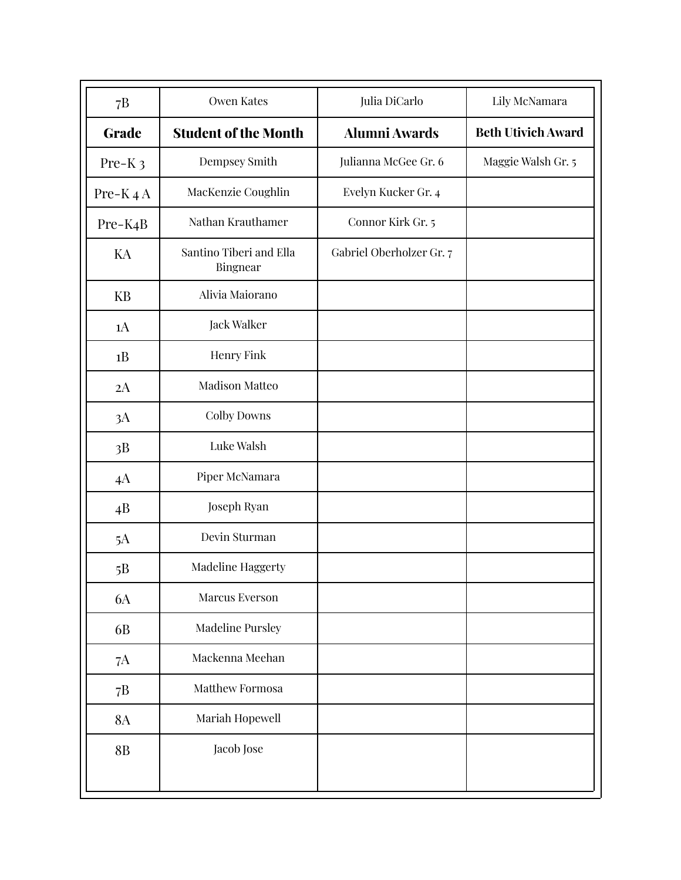| 7B | Owen Kates | Julia DiCarlo | Lily McNamara |
|---|---|---|---|
| **Grade** | **Student of the Month** | **Alumni Awards** | **Beth Utivich Award** |
| Pre-K 3 | Dempsey Smith | Julianna McGee Gr. 6 | Maggie Walsh Gr. 5 |
| Pre-K 4 A | MacKenzie Coughlin | Evelyn Kucker Gr. 4 | |
| Pre-K4B | Nathan Krauthamer | Connor Kirk Gr. 5 | |
| KA | Santino Tiberi and Ella Bingnear | Gabriel Oberholzer Gr. 7 | |
| KB | Alivia Maiorano | | |
| 1A | Jack Walker | | |
| 1B | Henry Fink | | |
| 2A | Madison Matteo | | |
| 3A | Colby Downs | | |
| 3B | Luke Walsh | | |
| 4A | Piper McNamara | | |
| 4B | Joseph Ryan | | |
| 5A | Devin Sturman | | |
| 5B | Madeline Haggerty | | |
| 6A | Marcus Everson | | |
| 6B | Madeline Pursley | | |
| 7A | Mackenna Meehan | | |
| 7B | Matthew Formosa | | |
| 8A | Mariah Hopewell | | |
| 8B | Jacob Jose | | |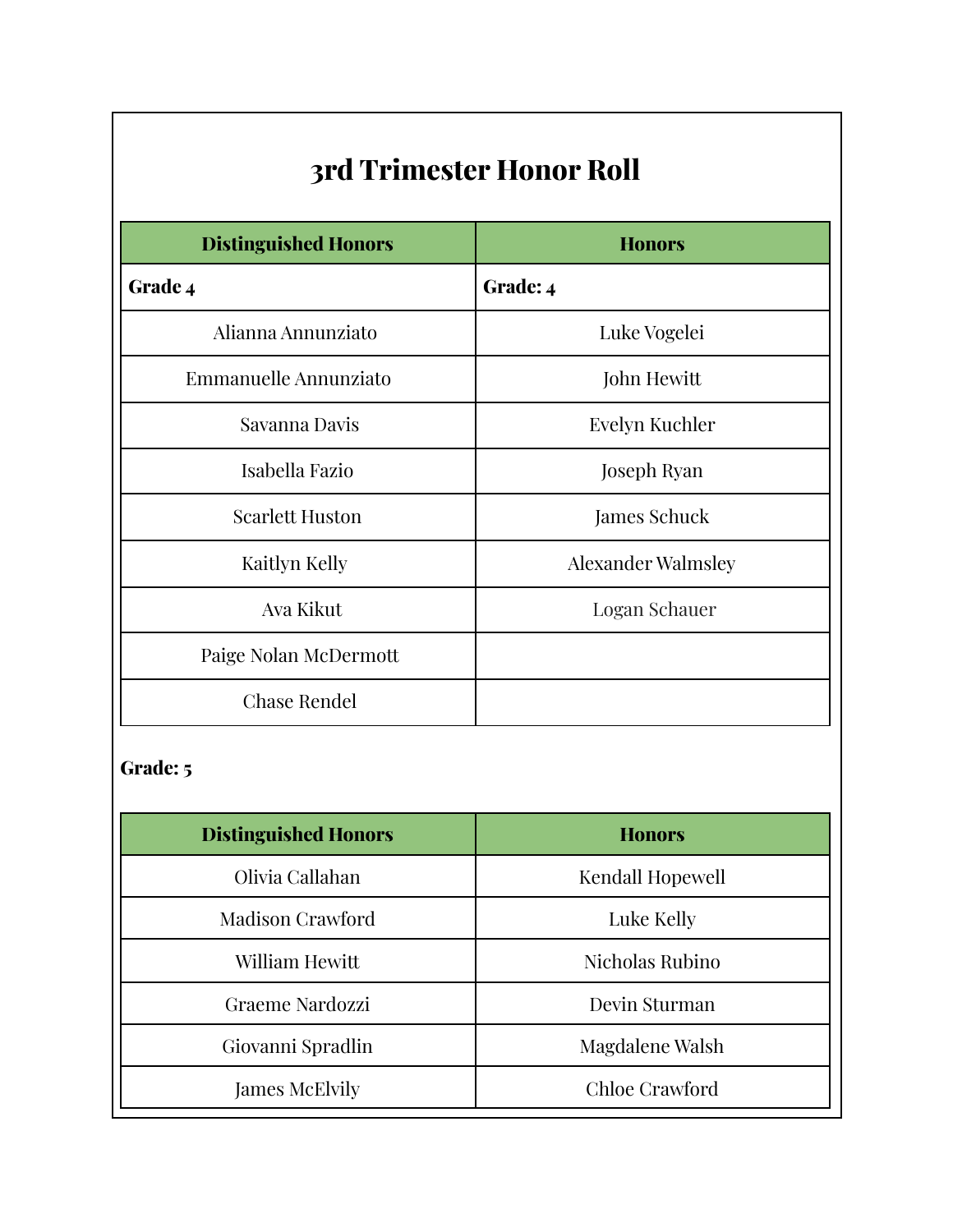# 3rd Trimester Honor Roll

| Distinguished Honors | Honors |
| --- | --- |
| **Grade 4** | **Grade: 4** |
| Alianna Annunziato | Luke Vogelei |
| Emmanuelle Annunziato | John Hewitt |
| Savanna Davis | Evelyn Kuchler |
| Isabella Fazio | Joseph Ryan |
| Scarlett Huston | James Schuck |
| Kaitlyn Kelly | Alexander Walmsley |
| Ava Kikut | Logan Schauer |
| Paige Nolan McDermott | |
| Chase Rendel | |

**Grade: 5**

| Distinguished Honors | Honors |
| --- | --- |
| Olivia Callahan | Kendall Hopewell |
| Madison Crawford | Luke Kelly |
| William Hewitt | Nicholas Rubino |
| Graeme Nardozzi | Devin Sturman |
| Giovanni Spradlin | Magdalene Walsh |
| James McElvily | Chloe Crawford |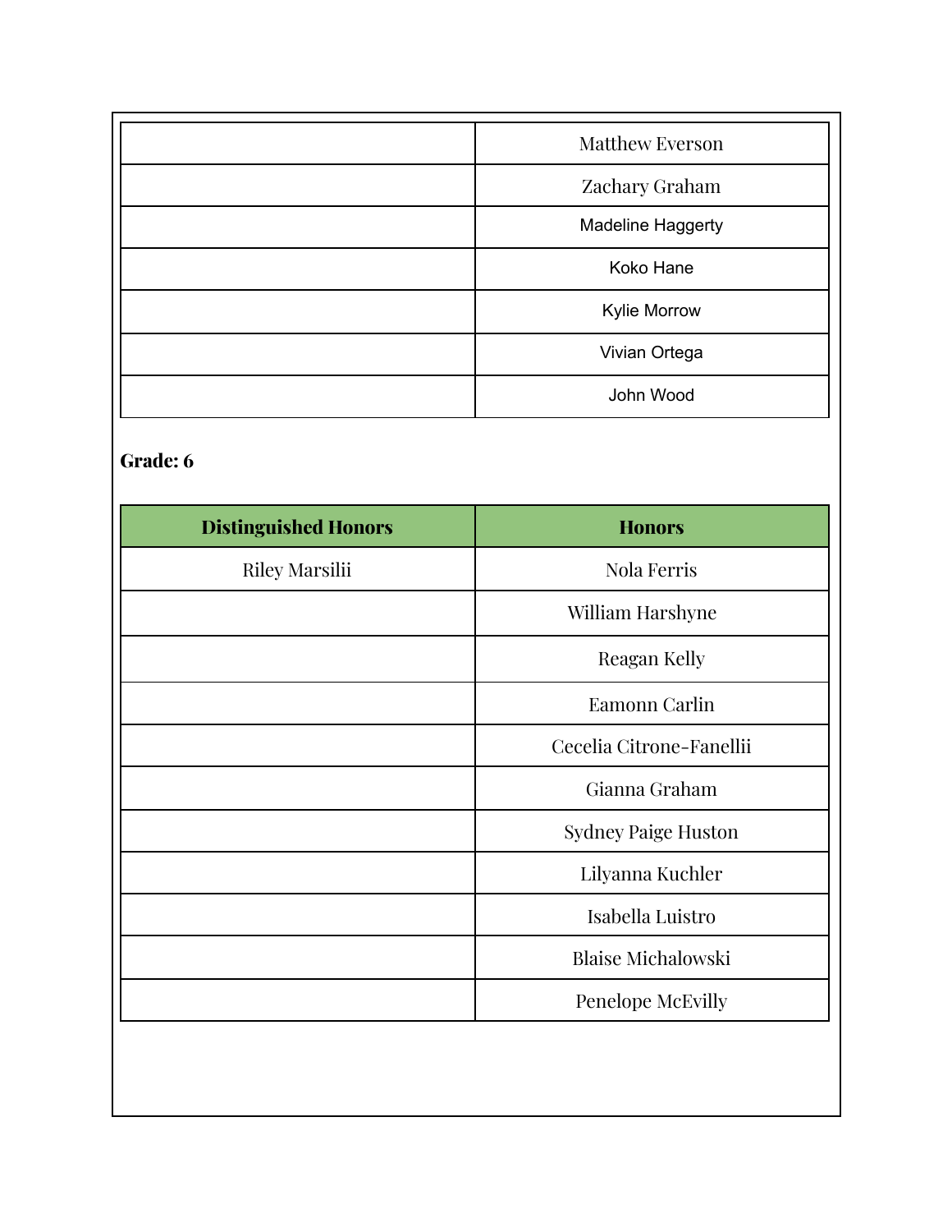| | |
|---|---|
| | Matthew Everson |
| | Zachary Graham |
| | Madeline Haggerty |
| | Koko Hane |
| | Kylie Morrow |
| | Vivian Ortega |
| | John Wood |

**Grade: 6**

| Distinguished Honors | Honors |
|---|---|
| Riley Marsilii | Nola Ferris |
| | William Harshyne |
| | Reagan Kelly |
| | Eamonn Carlin |
| | Cecelia Citrone-Fanellii |
| | Gianna Graham |
| | Sydney Paige Huston |
| | Lilyanna Kuchler |
| | Isabella Luistro |
| | Blaise Michalowski |
| | Penelope McEvilly |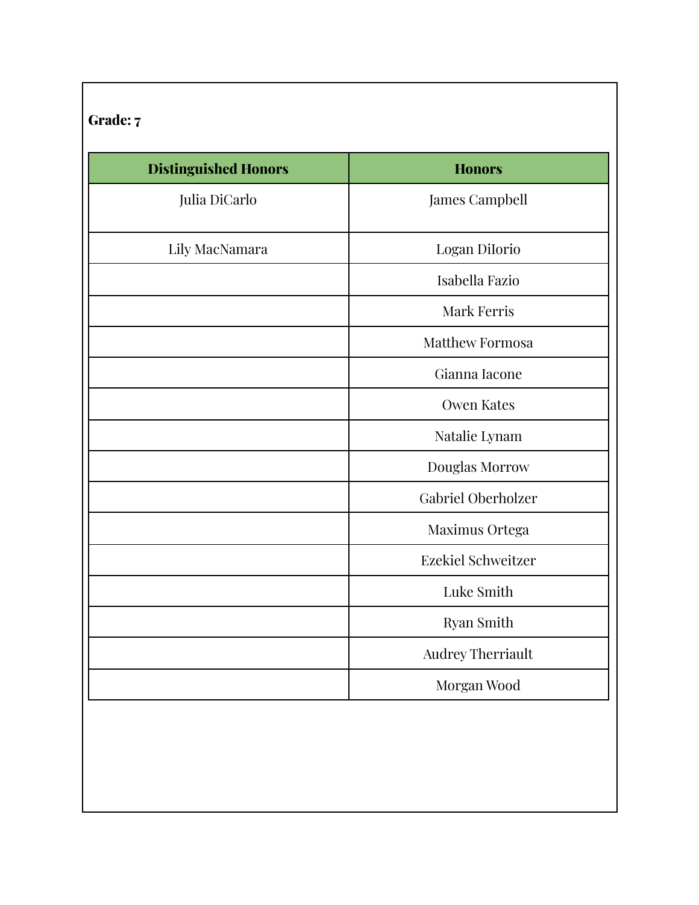**Grade: 7**

| Distinguished Honors | Honors |
|---|---|
| Julia DiCarlo | James Campbell |
| Lily MacNamara | Logan DiIorio |
| | Isabella Fazio |
| | Mark Ferris |
| | Matthew Formosa |
| | Gianna Iacone |
| | Owen Kates |
| | Natalie Lynam |
| | Douglas Morrow |
| | Gabriel Oberholzer |
| | Maximus Ortega |
| | Ezekiel Schweitzer |
| | Luke Smith |
| | Ryan Smith |
| | Audrey Therriault |
| | Morgan Wood |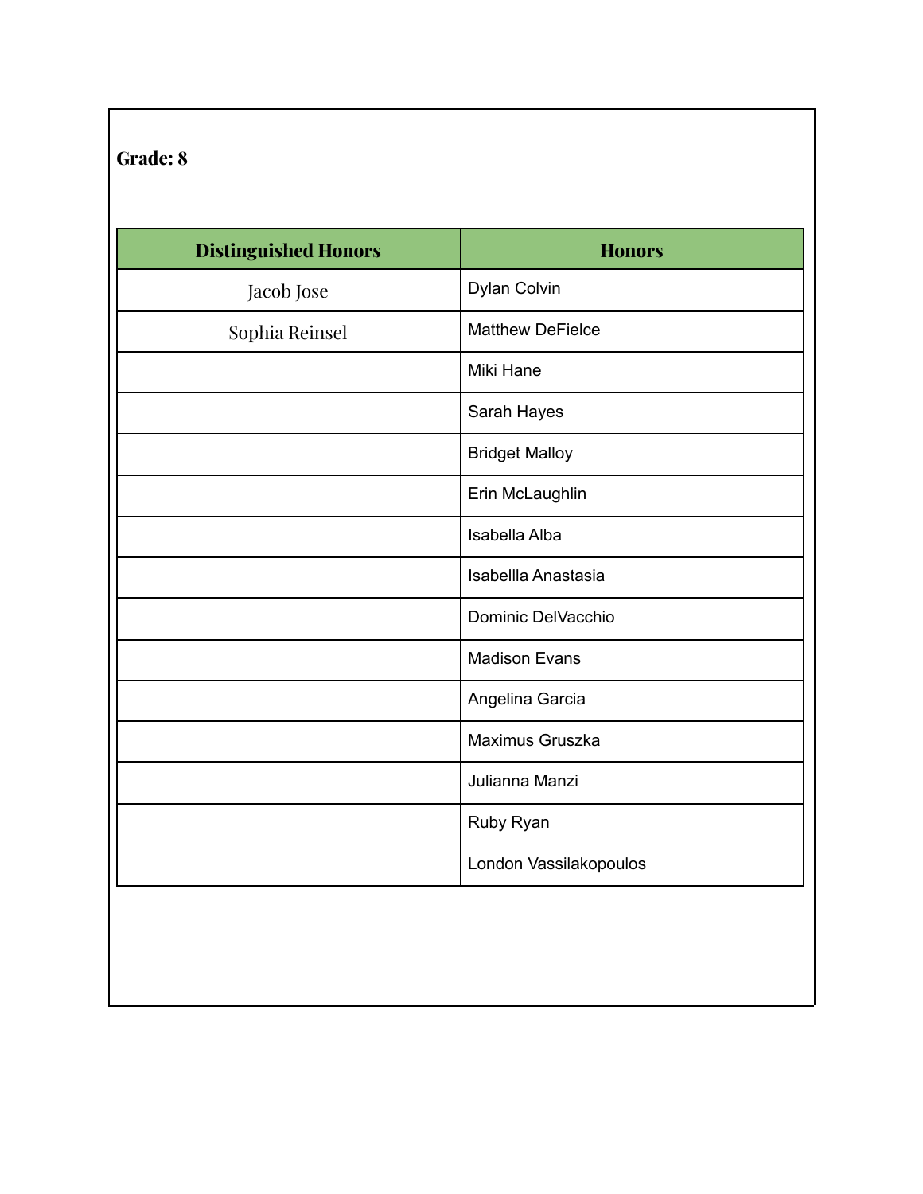**Grade: 8**

| Distinguished Honors | Honors |
|---|---|
| Jacob Jose | Dylan Colvin |
| Sophia Reinsel | Matthew DeFielce |
| | Miki Hane |
| | Sarah Hayes |
| | Bridget Malloy |
| | Erin McLaughlin |
| | Isabella Alba |
| | Isabellla Anastasia |
| | Dominic DelVacchio |
| | Madison Evans |
| | Angelina Garcia |
| | Maximus Gruszka |
| | Julianna Manzi |
| | Ruby Ryan |
| | London Vassilakopoulos |